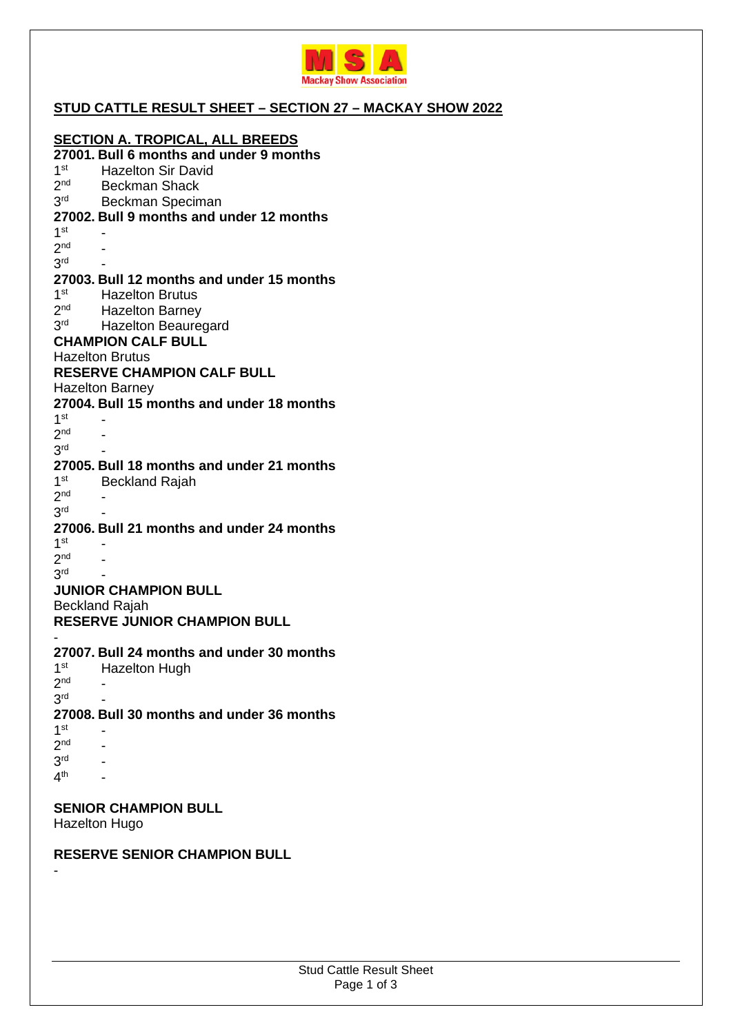**STUD CATTLE RESULT SHEET – SECTION 27 – MACKAY SHOW 2022**

**SECTION A. TROPICAL, ALL BREEDS**

**27001. Bull 6 months and under 9 months**

1st Hazelton Sir David
2nd Beckman Shack
3rd Beckman Speciman

**27002. Bull 9 months and under 12 months**

1st -
2nd -
3rd -

**27003. Bull 12 months and under 15 months**

1st Hazelton Brutus
2nd Hazelton Barney
3rd Hazelton Beauregard

**CHAMPION CALF BULL**

Hazelton Brutus

**RESERVE CHAMPION CALF BULL**

Hazelton Barney

**27004. Bull 15 months and under 18 months**

1st -
2nd -
3rd -

**27005. Bull 18 months and under 21 months**

1st Beckland Rajah
2nd -
3rd -

**27006. Bull 21 months and under 24 months**

1st -
2nd -
3rd -

**JUNIOR CHAMPION BULL**

Beckland Rajah

**RESERVE JUNIOR CHAMPION BULL**

-

**27007. Bull 24 months and under 30 months**

1st Hazelton Hugh
2nd -
3rd -

**27008. Bull 30 months and under 36 months**

1st -
2nd -
3rd -
4th -

**SENIOR CHAMPION BULL**

Hazelton Hugo

**RESERVE SENIOR CHAMPION BULL**

-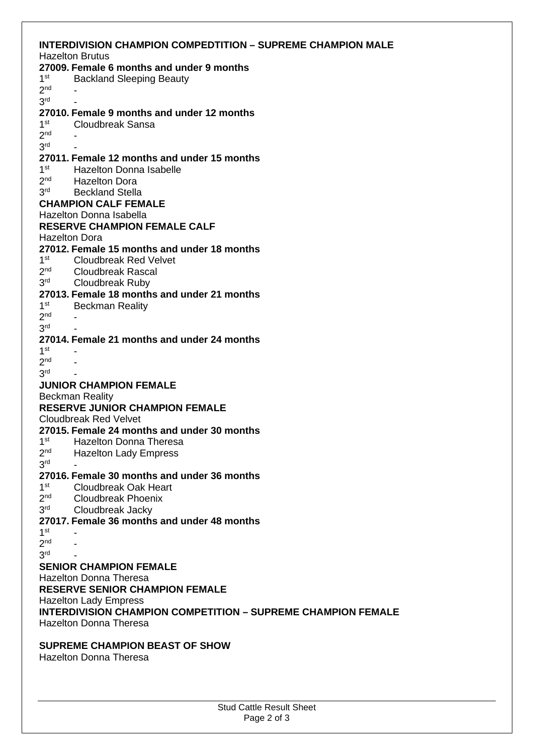**INTERDIVISION CHAMPION COMPEDTITION – SUPREME CHAMPION MALE**
Hazelton Brutus

**27009. Female 6 months and under 9 months**
1st Backland Sleeping Beauty
2nd -
3rd -

**27010. Female 9 months and under 12 months**
1st Cloudbreak Sansa
2nd -
3rd -

**27011. Female 12 months and under 15 months**
1st Hazelton Donna Isabelle
2nd Hazelton Dora
3rd Beckland Stella

**CHAMPION CALF FEMALE**
Hazelton Donna Isabella

**RESERVE CHAMPION FEMALE CALF**
Hazelton Dora

**27012. Female 15 months and under 18 months**
1st Cloudbreak Red Velvet
2nd Cloudbreak Rascal
3rd Cloudbreak Ruby

**27013. Female 18 months and under 21 months**
1st Beckman Reality
2nd -
3rd -

**27014. Female 21 months and under 24 months**
1st -
2nd -
3rd -

**JUNIOR CHAMPION FEMALE**
Beckman Reality

**RESERVE JUNIOR CHAMPION FEMALE**
Cloudbreak Red Velvet

**27015. Female 24 months and under 30 months**
1st Hazelton Donna Theresa
2nd Hazelton Lady Empress
3rd -

**27016. Female 30 months and under 36 months**
1st Cloudbreak Oak Heart
2nd Cloudbreak Phoenix
3rd Cloudbreak Jacky

**27017. Female 36 months and under 48 months**
1st -
2nd -
3rd -

**SENIOR CHAMPION FEMALE**
Hazelton Donna Theresa

**RESERVE SENIOR CHAMPION FEMALE**
Hazelton Lady Empress

**INTERDIVISION CHAMPION COMPETITION – SUPREME CHAMPION FEMALE**
Hazelton Donna Theresa

**SUPREME CHAMPION BEAST OF SHOW**
Hazelton Donna Theresa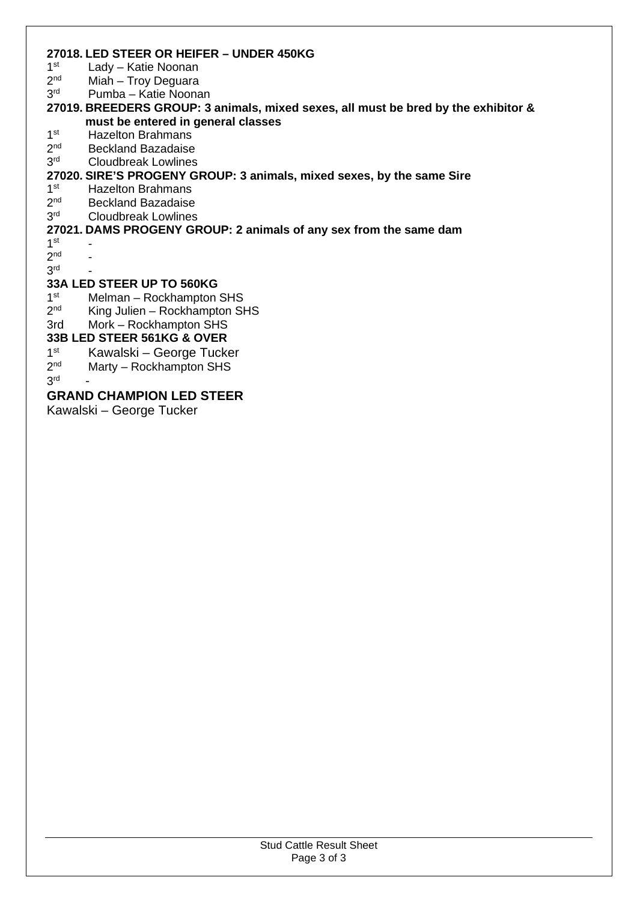**27018. LED STEER OR HEIFER – UNDER 450KG**

1st Lady – Katie Noonan
2nd Miah – Troy Deguara
3rd Pumba – Katie Noonan

**27019. BREEDERS GROUP: 3 animals, mixed sexes, all must be bred by the exhibitor & must be entered in general classes**

1st Hazelton Brahmans
2nd Beckland Bazadaise
3rd Cloudbreak Lowlines

**27020. SIRE'S PROGENY GROUP: 3 animals, mixed sexes, by the same Sire**

1st Hazelton Brahmans
2nd Beckland Bazadaise
3rd Cloudbreak Lowlines

**27021. DAMS PROGENY GROUP: 2 animals of any sex from the same dam**

1st -
2nd -
3rd -

**33A LED STEER UP TO 560KG**

1st Melman – Rockhampton SHS
2nd King Julien – Rockhampton SHS
3rd Mork – Rockhampton SHS

**33B LED STEER 561KG & OVER**

1st Kawalski – George Tucker
2nd Marty – Rockhampton SHS
3rd -

**GRAND CHAMPION LED STEER**

Kawalski – George Tucker

Stud Cattle Result Sheet